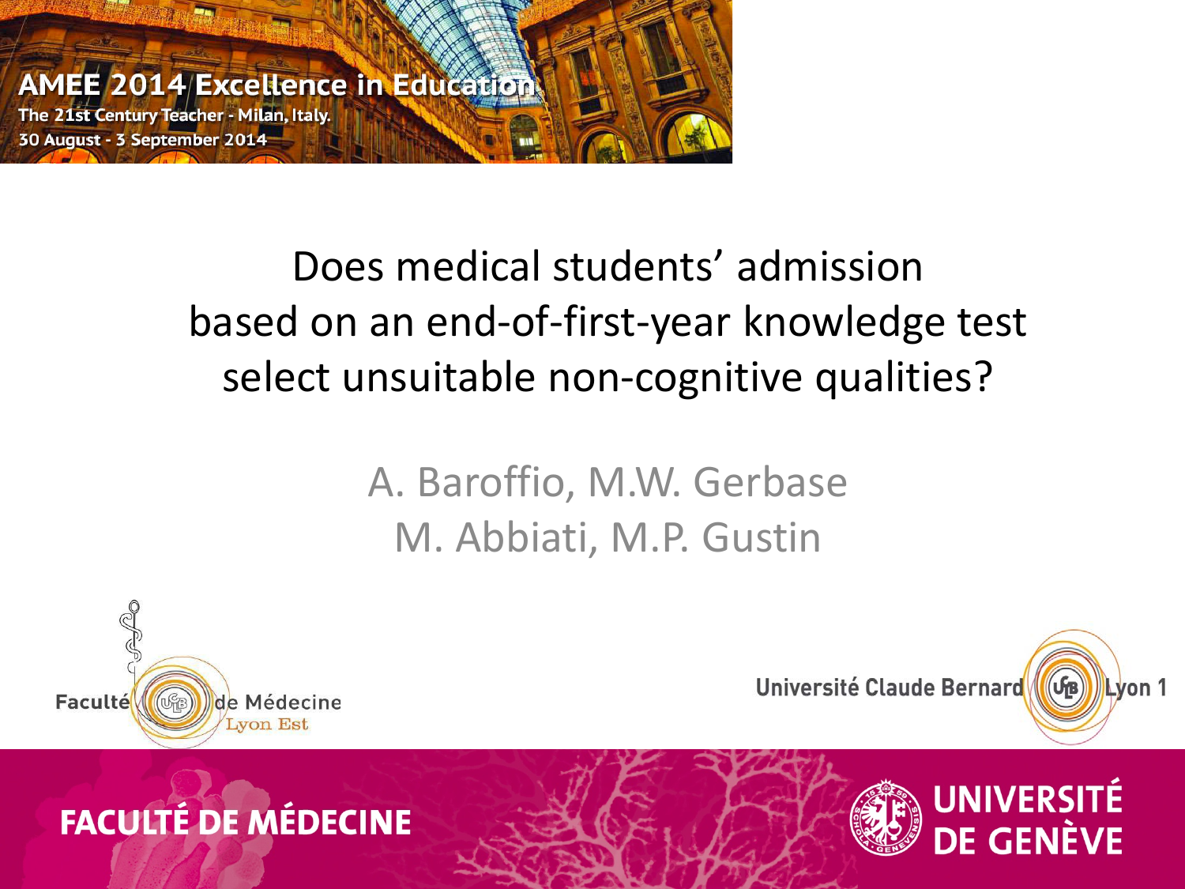AMEE 2014 Excellence in Education

The 21st Century Teacher - Milan, Italy.

30 August - 3 September 2014

# Does medical students' admission based on an end-of-first-year knowledge test select unsuitable non-cognitive qualities?

A. Baroffio, M.W. Gerbase

M. Abbiati, M.P. Gustin

Faculté de Médecine Lyon Est

Université Claude Bernard Lyon 1

FACULTÉ DE MÉDECINE

UNIVERSITÉ DE GENÈVE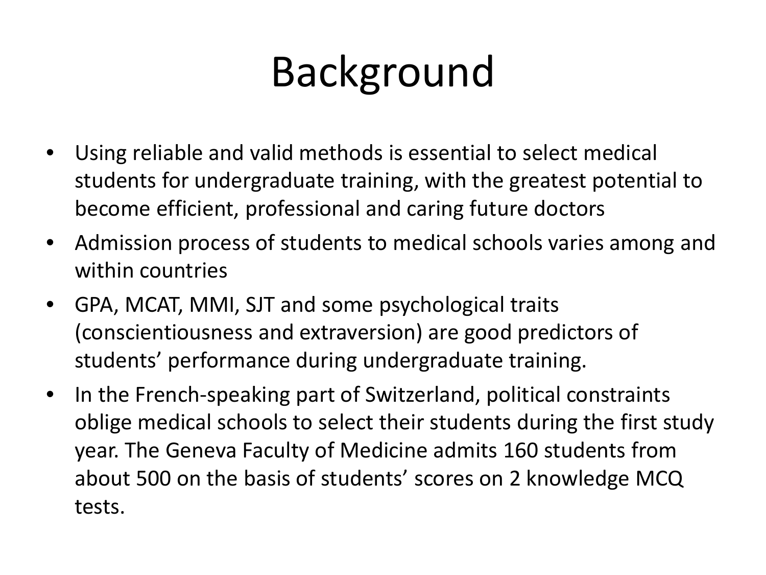# Background

- Using reliable and valid methods is essential to select medical students for undergraduate training, with the greatest potential to become efficient, professional and caring future doctors
- Admission process of students to medical schools varies among and within countries
- GPA, MCAT, MMI, SJT and some psychological traits (conscientiousness and extraversion) are good predictors of students' performance during undergraduate training.
- In the French-speaking part of Switzerland, political constraints oblige medical schools to select their students during the first study year. The Geneva Faculty of Medicine admits 160 students from about 500 on the basis of students' scores on 2 knowledge MCQ tests.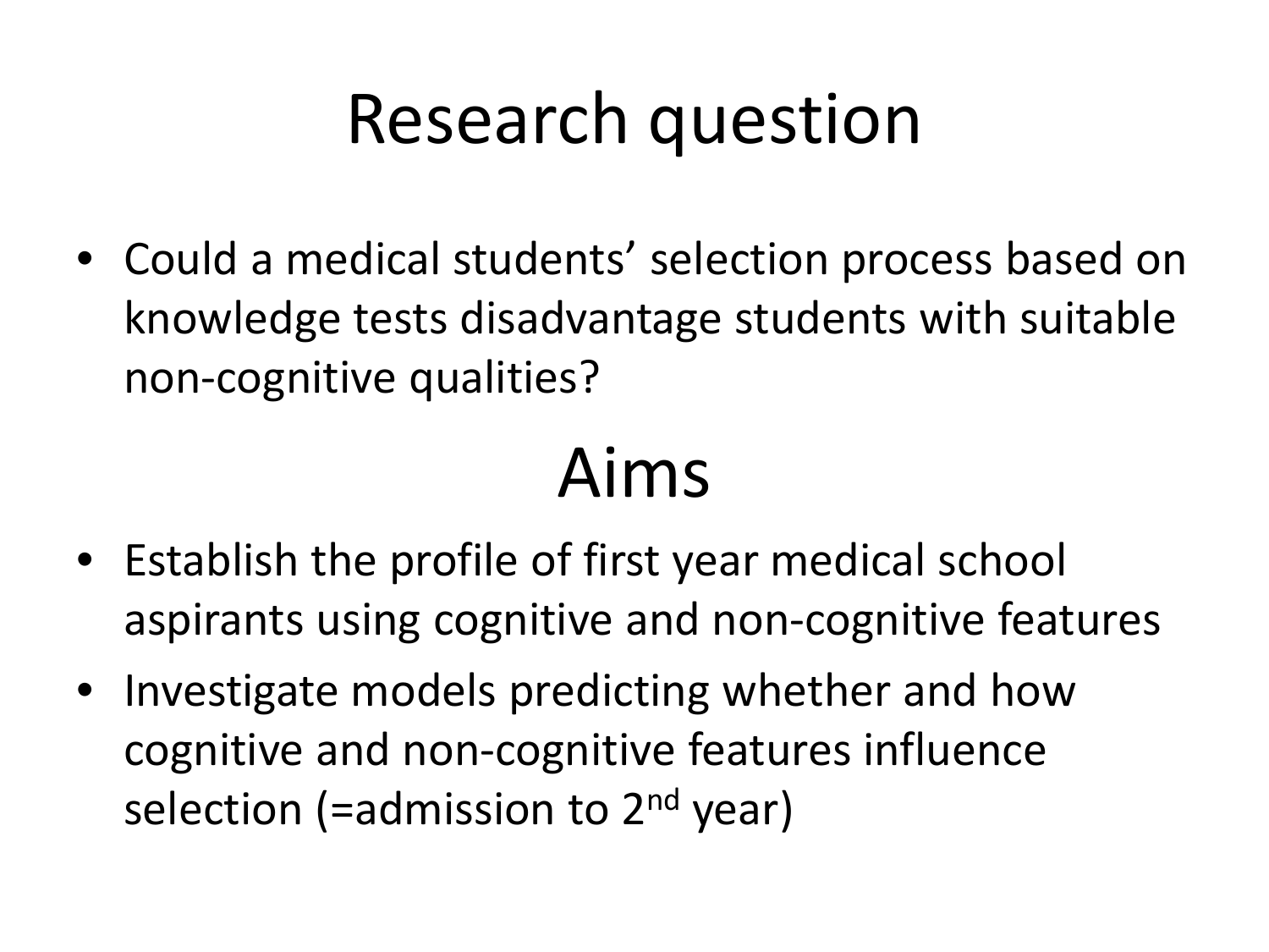# Research question

- Could a medical students' selection process based on knowledge tests disadvantage students with suitable non-cognitive qualities?

# Aims

- Establish the profile of first year medical school aspirants using cognitive and non-cognitive features
- Investigate models predicting whether and how cognitive and non-cognitive features influence selection (=admission to $2^{nd}$ year)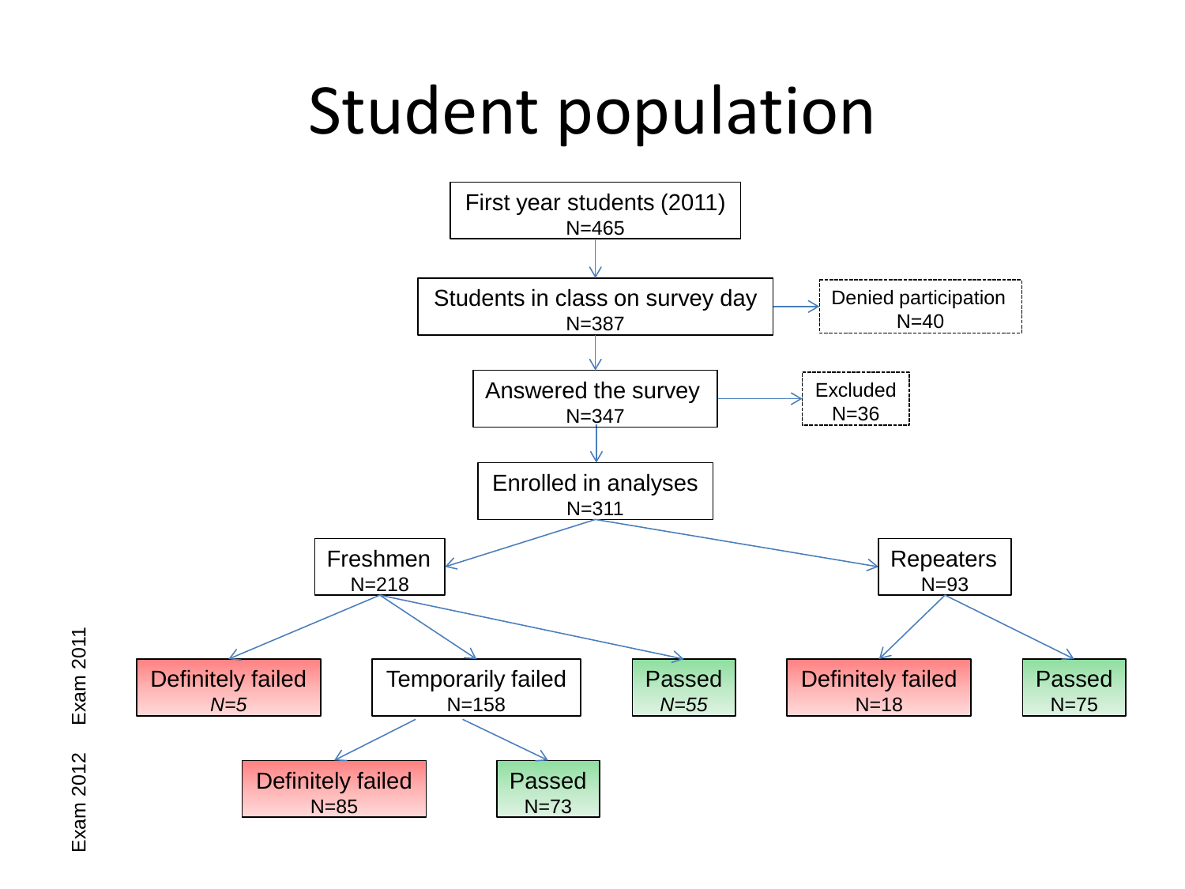# Student population

- First year students (2011): N=465
  - Students in class on survey day: N=387
    - Denied participation: N=40
    - Answered the survey: N=347
      - Excluded: N=36
      - Enrolled in analyses: N=311
        - Freshmen: N=218
          - Exam 2011
            - Definitely failed: *N=5*
            - Temporarily failed: N=158
              - Exam 2012
                - Definitely failed: N=85
                - Passed: N=73
            - Passed: *N=55*
        - Repeaters: N=93
          - Exam 2011
            - Definitely failed: N=18
            - Passed: N=75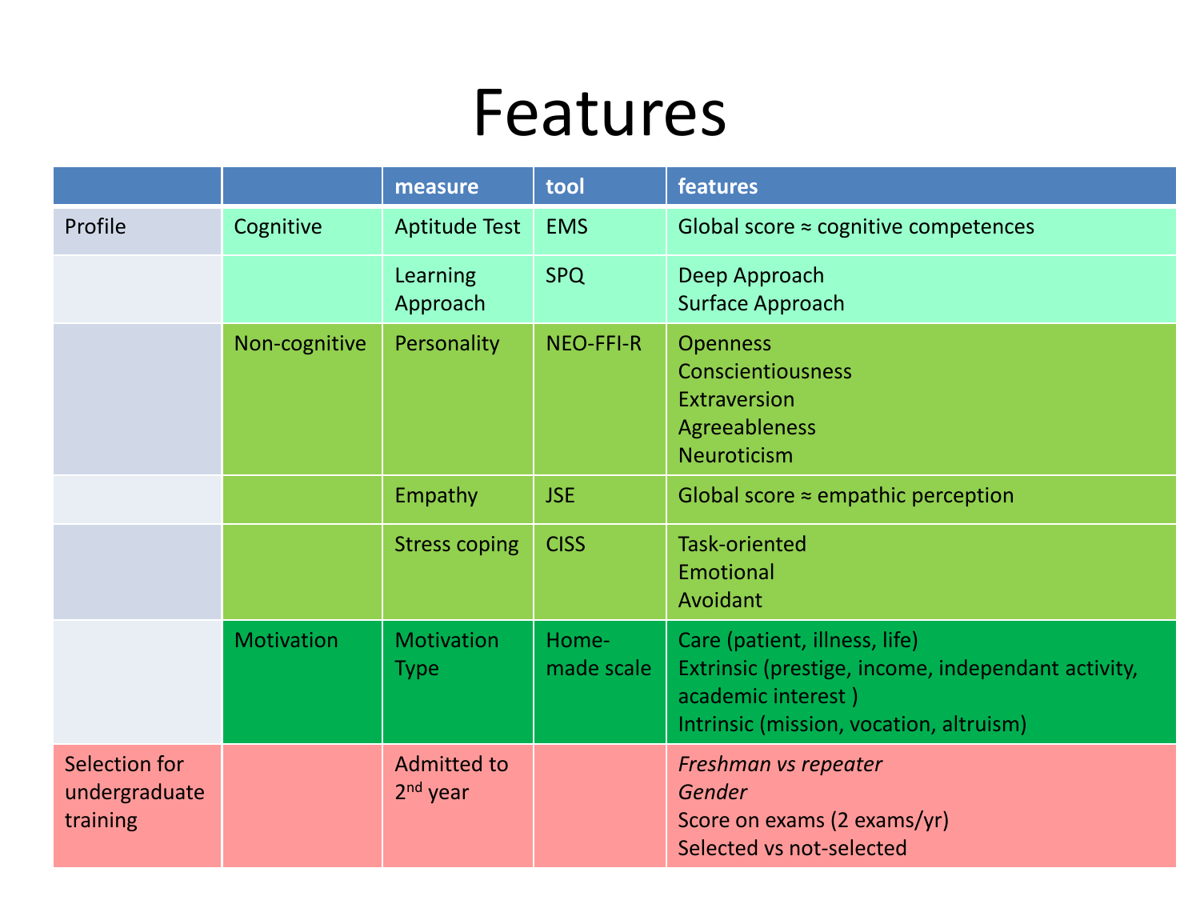# Features

| | | measure | tool | features |
|---|---|---|---|---|
| Profile | Cognitive | Aptitude Test | EMS | Global score ≈ cognitive competences |
| | | Learning Approach | SPQ | Deep Approach<br>Surface Approach |
| | Non-cognitive | Personality | NEO-FFI-R | Openness<br>Conscientiousness<br>Extraversion<br>Agreeableness<br>Neuroticism |
| | | Empathy | JSE | Global score ≈ empathic perception |
| | | Stress coping | CISS | Task-oriented<br>Emotional<br>Avoidant |
| | Motivation | Motivation Type | Home-made scale | Care (patient, illness, life)<br>Extrinsic (prestige, income, independant activity, academic interest )<br>Intrinsic (mission, vocation, altruism) |
| Selection for undergraduate training | | Admitted to 2nd year | | *Freshman vs repeater*<br>*Gender*<br>Score on exams (2 exams/yr)<br>Selected vs not-selected |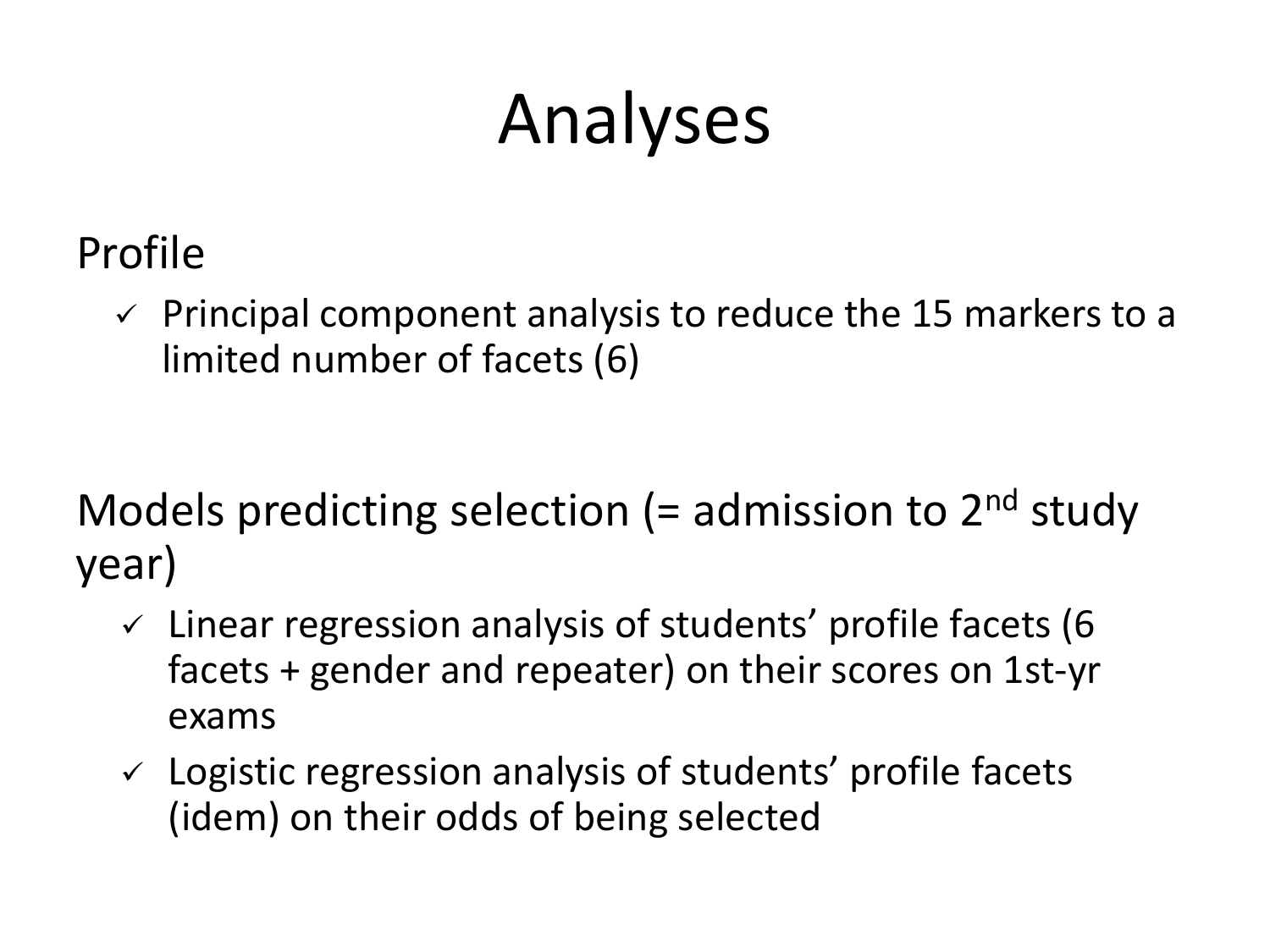# Analyses

## Profile

- ✓ Principal component analysis to reduce the 15 markers to a limited number of facets (6)

## Models predicting selection (= admission to 2nd study year)

- ✓ Linear regression analysis of students' profile facets (6 facets + gender and repeater) on their scores on 1st-yr exams
- ✓ Logistic regression analysis of students' profile facets (idem) on their odds of being selected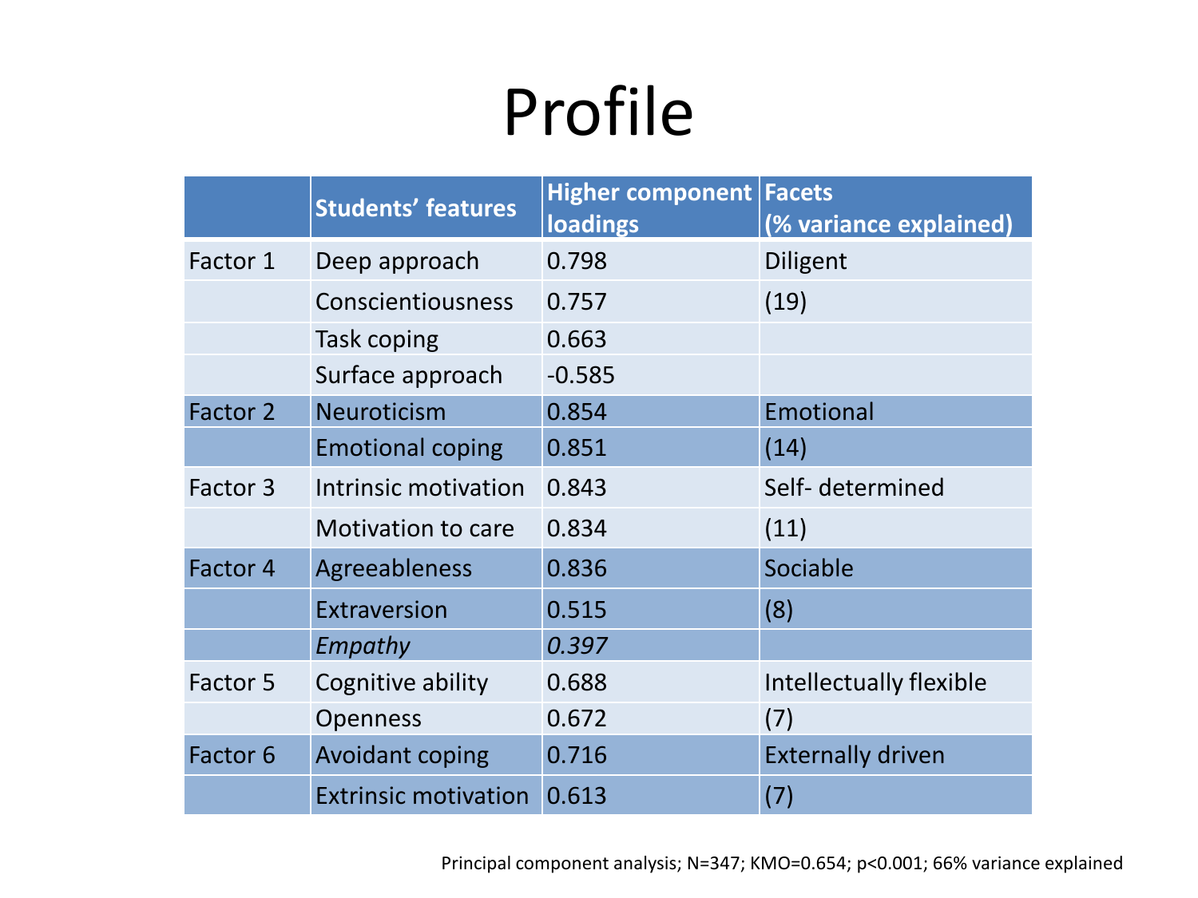# Profile

| | Students' features | Higher component loadings | Facets (% variance explained) |
|---|---|---|---|
| Factor 1 | Deep approach | 0.798 | Diligent |
| | Conscientiousness | 0.757 | (19) |
| | Task coping | 0.663 | |
| | Surface approach | -0.585 | |
| Factor 2 | Neuroticism | 0.854 | Emotional |
| | Emotional coping | 0.851 | (14) |
| Factor 3 | Intrinsic motivation | 0.843 | Self- determined |
| | Motivation to care | 0.834 | (11) |
| Factor 4 | Agreeableness | 0.836 | Sociable |
| | Extraversion | 0.515 | (8) |
| | *Empathy* | *0.397* | |
| Factor 5 | Cognitive ability | 0.688 | Intellectually flexible |
| | Openness | 0.672 | (7) |
| Factor 6 | Avoidant coping | 0.716 | Externally driven |
| | Extrinsic motivation | 0.613 | (7) |

Principal component analysis; N=347; KMO=0.654; $p<0.001$; 66% variance explained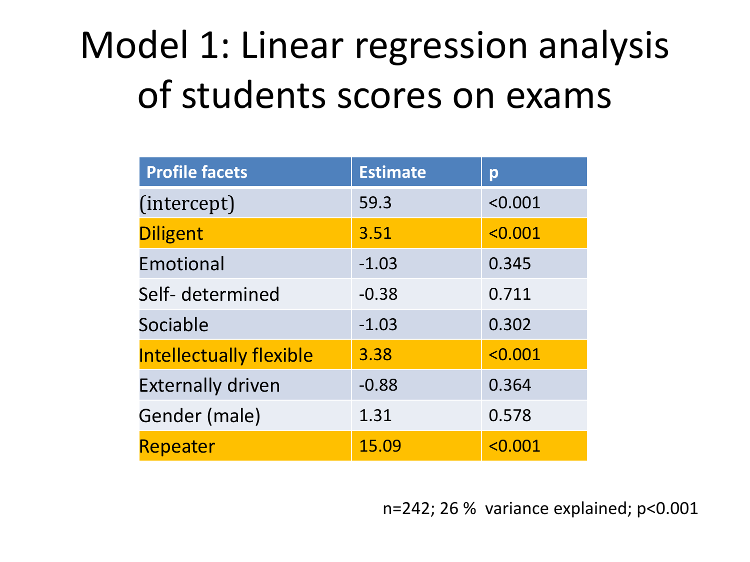# Model 1: Linear regression analysis of students scores on exams

| Profile facets | Estimate | p |
|---|---|---|
| (intercept) | 59.3 | <0.001 |
| Diligent | 3.51 | <0.001 |
| Emotional | -1.03 | 0.345 |
| Self- determined | -0.38 | 0.711 |
| Sociable | -1.03 | 0.302 |
| Intellectually flexible | 3.38 | <0.001 |
| Externally driven | -0.88 | 0.364 |
| Gender (male) | 1.31 | 0.578 |
| Repeater | 15.09 | <0.001 |

n=242; 26 % variance explained; p<0.001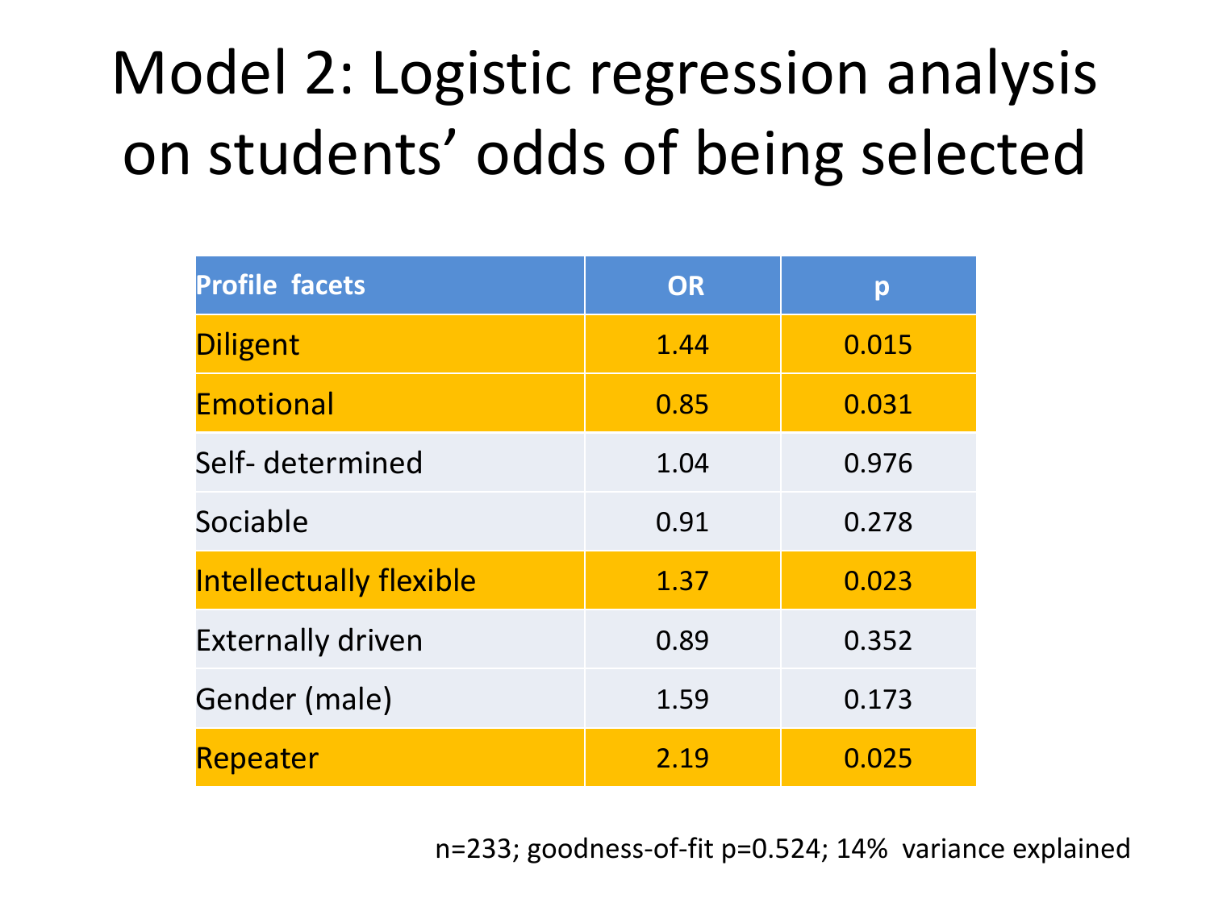# Model 2: Logistic regression analysis on students' odds of being selected

| Profile facets | OR | p |
|---|---|---|
| Diligent | 1.44 | 0.015 |
| Emotional | 0.85 | 0.031 |
| Self- determined | 1.04 | 0.976 |
| Sociable | 0.91 | 0.278 |
| Intellectually flexible | 1.37 | 0.023 |
| Externally driven | 0.89 | 0.352 |
| Gender (male) | 1.59 | 0.173 |
| Repeater | 2.19 | 0.025 |

n=233; goodness-of-fit p=0.524; 14% variance explained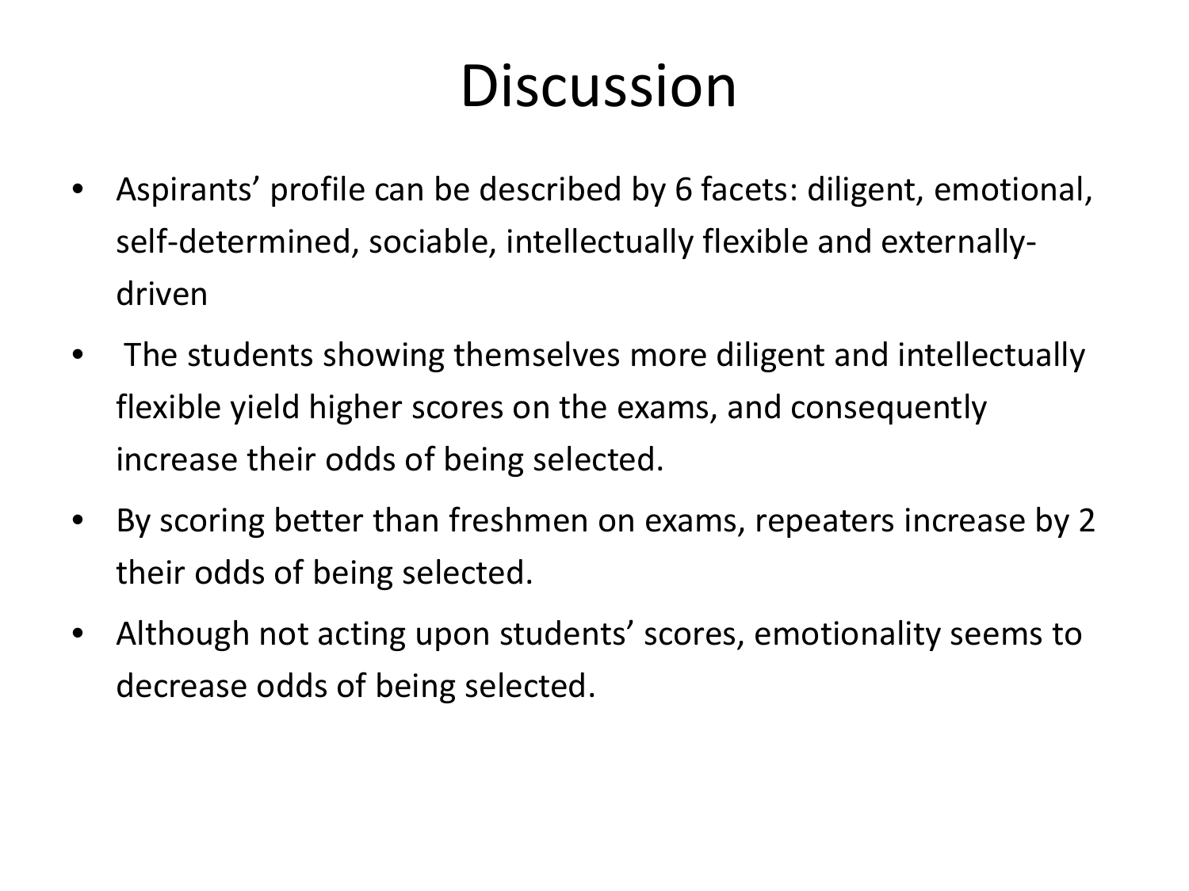# Discussion

- Aspirants' profile can be described by 6 facets: diligent, emotional, self-determined, sociable, intellectually flexible and externally-driven
- The students showing themselves more diligent and intellectually flexible yield higher scores on the exams, and consequently increase their odds of being selected.
- By scoring better than freshmen on exams, repeaters increase by 2 their odds of being selected.
- Although not acting upon students' scores, emotionality seems to decrease odds of being selected.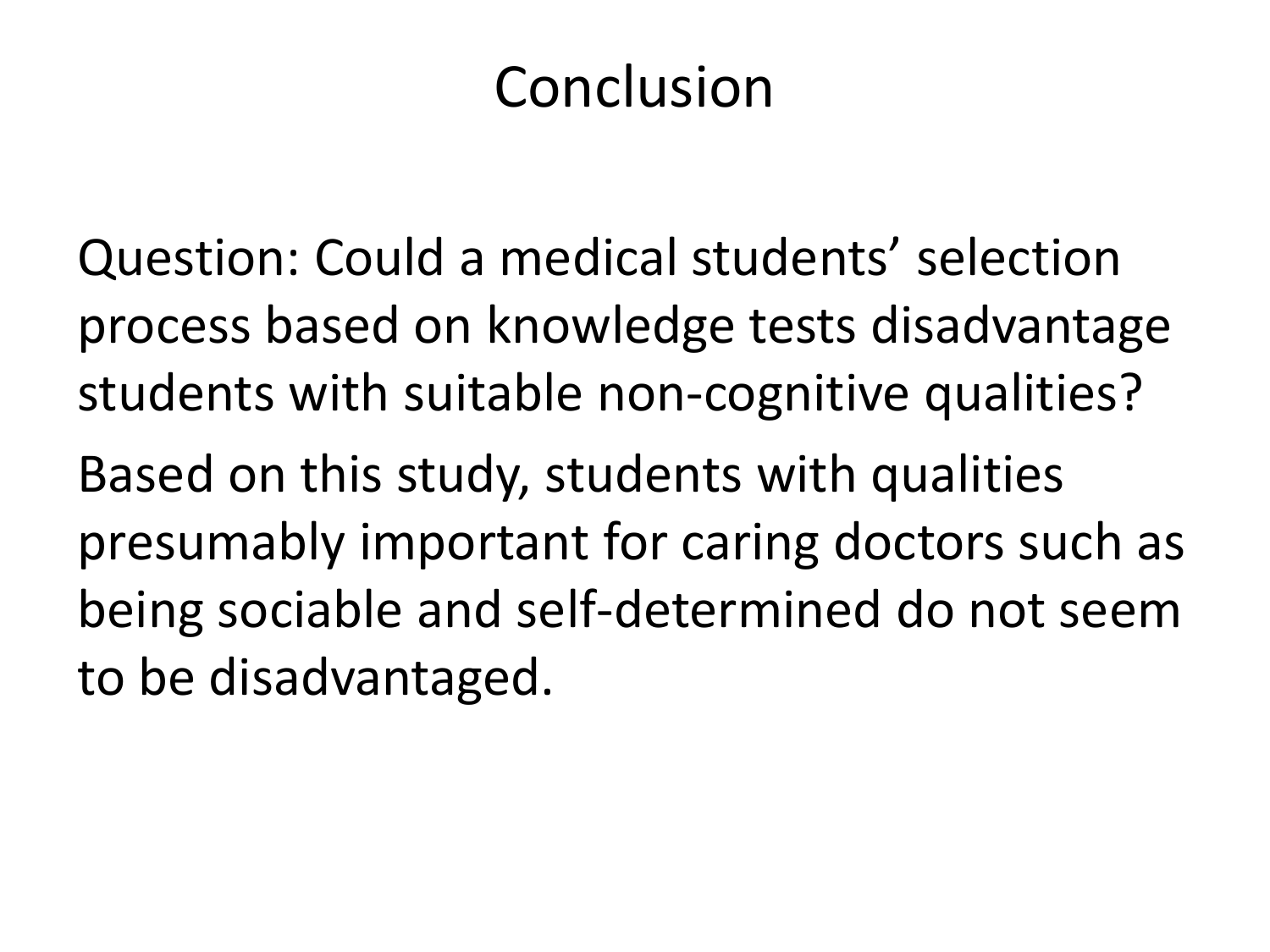# Conclusion

Question: Could a medical students' selection process based on knowledge tests disadvantage students with suitable non-cognitive qualities?

Based on this study, students with qualities presumably important for caring doctors such as being sociable and self-determined do not seem to be disadvantaged.